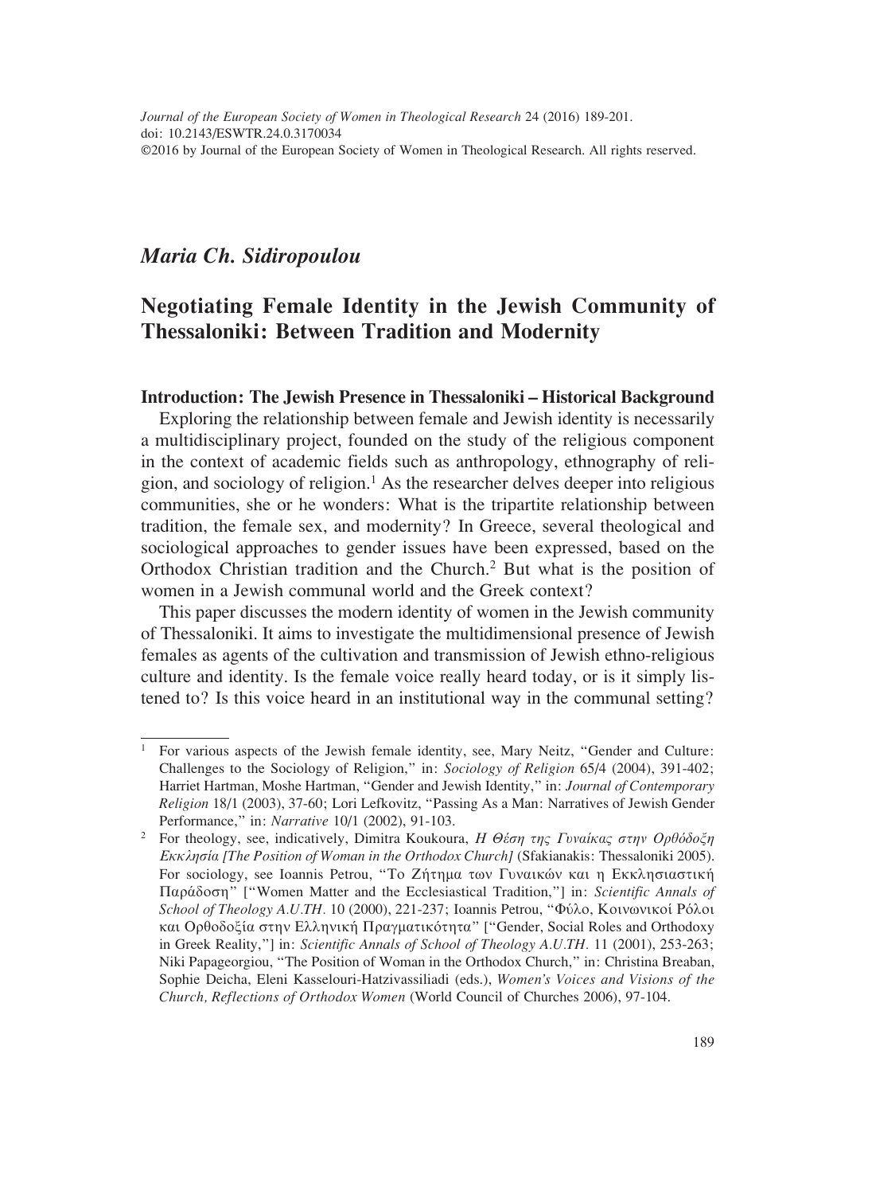*Journal of the European Society of Women in Theological Research* 24 (2016) 189-201.
doi: 10.2143/ESWTR.24.0.3170034
©2016 by Journal of the European Society of Women in Theological Research. All rights reserved.

## *Maria Ch. Sidiropoulou*

# Negotiating Female Identity in the Jewish Community of Thessaloniki: Between Tradition and Modernity

### Introduction: The Jewish Presence in Thessaloniki – Historical Background

Exploring the relationship between female and Jewish identity is necessarily a multidisciplinary project, founded on the study of the religious component in the context of academic fields such as anthropology, ethnography of religion, and sociology of religion.[1] As the researcher delves deeper into religious communities, she or he wonders: What is the tripartite relationship between tradition, the female sex, and modernity? In Greece, several theological and sociological approaches to gender issues have been expressed, based on the Orthodox Christian tradition and the Church.[2] But what is the position of women in a Jewish communal world and the Greek context?

This paper discusses the modern identity of women in the Jewish community of Thessaloniki. It aims to investigate the multidimensional presence of Jewish females as agents of the cultivation and transmission of Jewish ethno-religious culture and identity. Is the female voice really heard today, or is it simply listened to? Is this voice heard in an institutional way in the communal setting?

---

[1] For various aspects of the Jewish female identity, see, Mary Neitz, "Gender and Culture: Challenges to the Sociology of Religion," in: *Sociology of Religion* 65/4 (2004), 391-402; Harriet Hartman, Moshe Hartman, "Gender and Jewish Identity," in: *Journal of Contemporary Religion* 18/1 (2003), 37-60; Lori Lefkovitz, "Passing As a Man: Narratives of Jewish Gender Performance," in: *Narrative* 10/1 (2002), 91-103.

[2] For theology, see, indicatively, Dimitra Koukoura, *Η Θέση της Γυναίκας στην Ορθόδοξη Εκκλησία [The Position of Woman in the Orthodox Church]* (Sfakianakis: Thessaloniki 2005). For sociology, see Ioannis Petrou, "Το Ζήτημα των Γυναικών και η Εκκλησιαστική Παράδοση" ["Women Matter and the Ecclesiastical Tradition,"] in: *Scientific Annals of School of Theology A.U.TH.* 10 (2000), 221-237; Ioannis Petrou, "Φύλο, Κοινωνικοί Ρόλοι και Ορθοδοξία στην Ελληνική Πραγματικότητα" ["Gender, Social Roles and Orthodoxy in Greek Reality,"] in: *Scientific Annals of School of Theology A.U.TH.* 11 (2001), 253-263; Niki Papageorgiou, "The Position of Woman in the Orthodox Church," in: Christina Breaban, Sophie Deicha, Eleni Kasselouri-Hatzivassiliadi (eds.), *Women's Voices and Visions of the Church, Reflections of Orthodox Women* (World Council of Churches 2006), 97-104.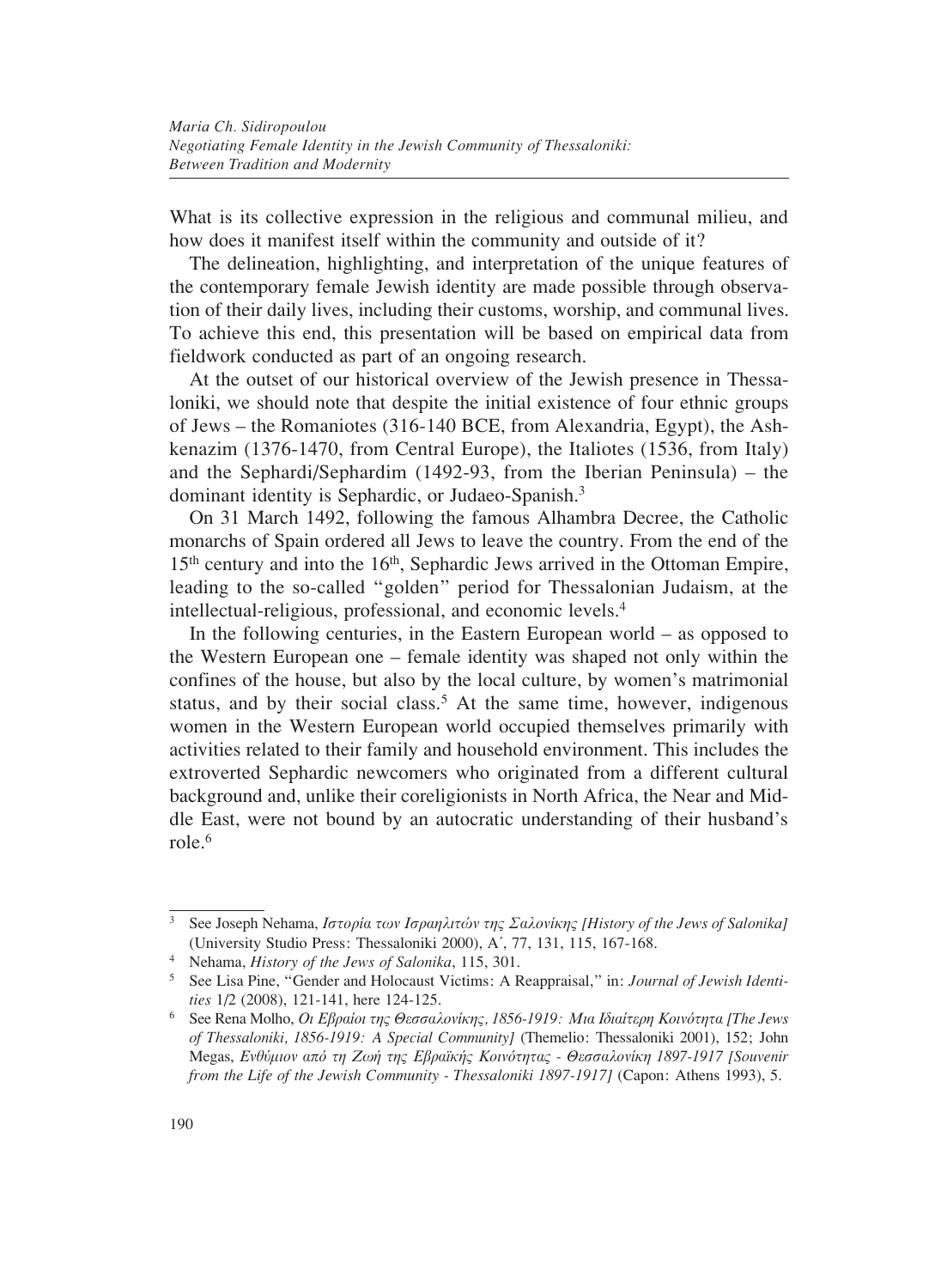What is its collective expression in the religious and communal milieu, and how does it manifest itself within the community and outside of it?

The delineation, highlighting, and interpretation of the unique features of the contemporary female Jewish identity are made possible through observation of their daily lives, including their customs, worship, and communal lives. To achieve this end, this presentation will be based on empirical data from fieldwork conducted as part of an ongoing research.

At the outset of our historical overview of the Jewish presence in Thessaloniki, we should note that despite the initial existence of four ethnic groups of Jews – the Romaniotes (316-140 BCE, from Alexandria, Egypt), the Ashkenazim (1376-1470, from Central Europe), the Italiotes (1536, from Italy) and the Sephardi/Sephardim (1492-93, from the Iberian Peninsula) – the dominant identity is Sephardic, or Judaeo-Spanish.[3]

On 31 March 1492, following the famous Alhambra Decree, the Catholic monarchs of Spain ordered all Jews to leave the country. From the end of the 15th century and into the 16th, Sephardic Jews arrived in the Ottoman Empire, leading to the so-called "golden" period for Thessalonian Judaism, at the intellectual-religious, professional, and economic levels.[4]

In the following centuries, in the Eastern European world – as opposed to the Western European one – female identity was shaped not only within the confines of the house, but also by the local culture, by women's matrimonial status, and by their social class.[5] At the same time, however, indigenous women in the Western European world occupied themselves primarily with activities related to their family and household environment. This includes the extroverted Sephardic newcomers who originated from a different cultural background and, unlike their coreligionists in North Africa, the Near and Middle East, were not bound by an autocratic understanding of their husband's role.[6]

---

[3] See Joseph Nehama, *Ιστορία των Ισραηλιτών της Σαλονίκης [History of the Jews of Salonika]* (University Studio Press: Thessaloniki 2000), A΄, 77, 131, 115, 167-168.

[4] Nehama, *History of the Jews of Salonika*, 115, 301.

[5] See Lisa Pine, "Gender and Holocaust Victims: A Reappraisal," in: *Journal of Jewish Identities* 1/2 (2008), 121-141, here 124-125.

[6] See Rena Molho, *Οι Εβραίοι της Θεσσαλονίκης, 1856-1919: Μια Ιδιαίτερη Κοινότητα [The Jews of Thessaloniki, 1856-1919: A Special Community]* (Themelio: Thessaloniki 2001), 152; John Megas, *Ενθύμιον από τη Ζωή της Εβραϊκής Κοινότητας - Θεσσαλονίκη 1897-1917 [Souvenir from the Life of the Jewish Community - Thessaloniki 1897-1917]* (Capon: Athens 1993), 5.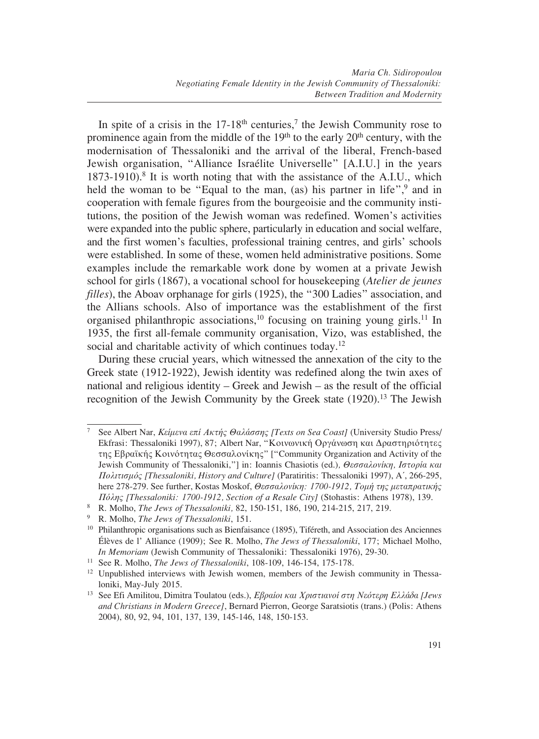In spite of a crisis in the 17-18th centuries,[7] the Jewish Community rose to prominence again from the middle of the 19th to the early 20th century, with the modernisation of Thessaloniki and the arrival of the liberal, French-based Jewish organisation, "Alliance Israélite Universelle" [A.I.U.] in the years 1873-1910).[8] It is worth noting that with the assistance of the A.I.U., which held the woman to be "Equal to the man, (as) his partner in life",[9] and in cooperation with female figures from the bourgeoisie and the community institutions, the position of the Jewish woman was redefined. Women's activities were expanded into the public sphere, particularly in education and social welfare, and the first women's faculties, professional training centres, and girls' schools were established. In some of these, women held administrative positions. Some examples include the remarkable work done by women at a private Jewish school for girls (1867), a vocational school for housekeeping (*Atelier de jeunes filles*), the Aboav orphanage for girls (1925), the "300 Ladies" association, and the Allians schools. Also of importance was the establishment of the first organised philanthropic associations,[10] focusing on training young girls.[11] In 1935, the first all-female community organisation, Vizo, was established, the social and charitable activity of which continues today.[12]

During these crucial years, which witnessed the annexation of the city to the Greek state (1912-1922), Jewish identity was redefined along the twin axes of national and religious identity – Greek and Jewish – as the result of the official recognition of the Jewish Community by the Greek state (1920).[13] The Jewish

---

[7] See Albert Nar, *Κείμενα επί Ακτής Θαλάσσης [Texts on Sea Coast]* (University Studio Press/ Ekfrasi: Thessaloniki 1997), 87; Albert Nar, "Κοινωνική Οργάνωση και Δραστηριότητες της Εβραϊκής Κοινότητας Θεσσαλονίκης" ["Community Organization and Activity of the Jewish Community of Thessaloniki,"] in: Ioannis Chasiotis (ed.), *Θεσσαλονίκη, Ιστορία και Πολιτισμός [Thessaloniki, History and Culture]* (Paratiritis: Thessaloniki 1997), A΄, 266-295, here 278-279. See further, Kostas Moskof, *Θεσσαλονίκη: 1700-1912, Τομή της μεταπρατικής Πόλης [Thessaloniki: 1700-1912, Section of a Resale City]* (Stohastis: Athens 1978), 139.

[8] R. Molho, *The Jews of Thessaloniki*, 82, 150-151, 186, 190, 214-215, 217, 219.

[9] R. Molho, *The Jews of Thessaloniki*, 151.

[10] Philanthropic organisations such as Bienfaisance (1895), Tiféreth, and Association des Anciennes Élèves de l' Alliance (1909); See R. Molho, *The Jews of Thessaloniki*, 177; Michael Molho, *In Memoriam* (Jewish Community of Thessaloniki: Thessaloniki 1976), 29-30.

[11] See R. Molho, *The Jews of Thessaloniki*, 108-109, 146-154, 175-178.

[12] Unpublished interviews with Jewish women, members of the Jewish community in Thessaloniki, May-July 2015.

[13] See Efi Amilitou, Dimitra Toulatou (eds.), *Εβραίοι και Χριστιανοί στη Νεότερη Ελλάδα [Jews and Christians in Modern Greece]*, Bernard Pierron, George Saratsiotis (trans.) (Polis: Athens 2004), 80, 92, 94, 101, 137, 139, 145-146, 148, 150-153.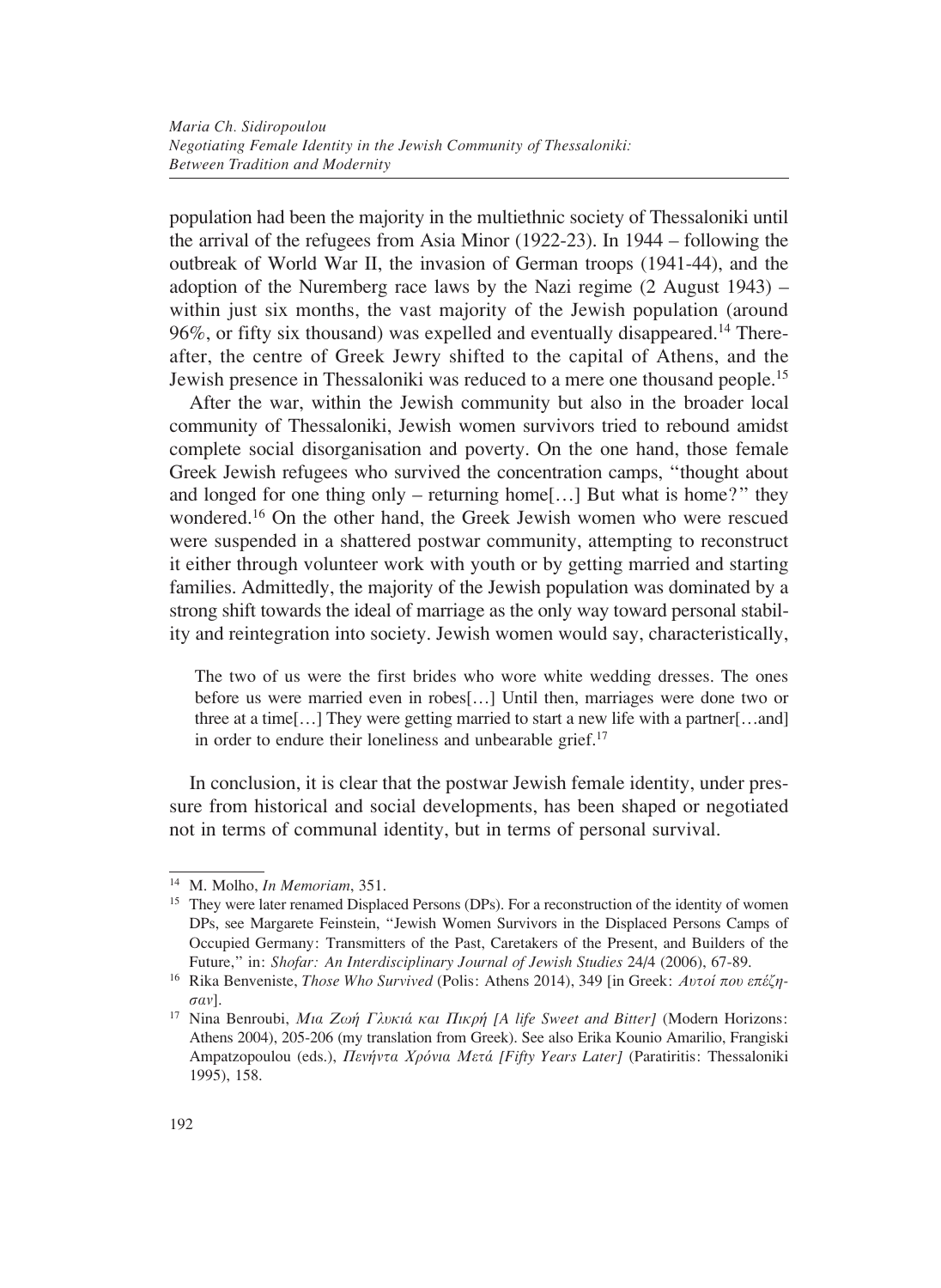population had been the majority in the multiethnic society of Thessaloniki until the arrival of the refugees from Asia Minor (1922-23). In 1944 – following the outbreak of World War II, the invasion of German troops (1941-44), and the adoption of the Nuremberg race laws by the Nazi regime (2 August 1943) – within just six months, the vast majority of the Jewish population (around 96%, or fifty six thousand) was expelled and eventually disappeared.[14] Thereafter, the centre of Greek Jewry shifted to the capital of Athens, and the Jewish presence in Thessaloniki was reduced to a mere one thousand people.[15]

After the war, within the Jewish community but also in the broader local community of Thessaloniki, Jewish women survivors tried to rebound amidst complete social disorganisation and poverty. On the one hand, those female Greek Jewish refugees who survived the concentration camps, "thought about and longed for one thing only – returning home[…] But what is home?" they wondered.[16] On the other hand, the Greek Jewish women who were rescued were suspended in a shattered postwar community, attempting to reconstruct it either through volunteer work with youth or by getting married and starting families. Admittedly, the majority of the Jewish population was dominated by a strong shift towards the ideal of marriage as the only way toward personal stability and reintegration into society. Jewish women would say, characteristically,

> The two of us were the first brides who wore white wedding dresses. The ones before us were married even in robes[…] Until then, marriages were done two or three at a time[…] They were getting married to start a new life with a partner[…and] in order to endure their loneliness and unbearable grief.[17]

In conclusion, it is clear that the postwar Jewish female identity, under pressure from historical and social developments, has been shaped or negotiated not in terms of communal identity, but in terms of personal survival.

---

[14] M. Molho, *In Memoriam*, 351.

[15] They were later renamed Displaced Persons (DPs). For a reconstruction of the identity of women DPs, see Margarete Feinstein, "Jewish Women Survivors in the Displaced Persons Camps of Occupied Germany: Transmitters of the Past, Caretakers of the Present, and Builders of the Future," in: *Shofar: An Interdisciplinary Journal of Jewish Studies* 24/4 (2006), 67-89.

[16] Rika Benveniste, *Those Who Survived* (Polis: Athens 2014), 349 [in Greek: *Αυτοί που επέζησαν*].

[17] Nina Benroubi, *Μια Ζωή Γλυκιά και Πικρή [A life Sweet and Bitter]* (Modern Horizons: Athens 2004), 205-206 (my translation from Greek). See also Erika Kounio Amarilio, Frangiski Ampatzopoulou (eds.), *Πενήντα Χρόνια Μετά [Fifty Years Later]* (Paratiritis: Thessaloniki 1995), 158.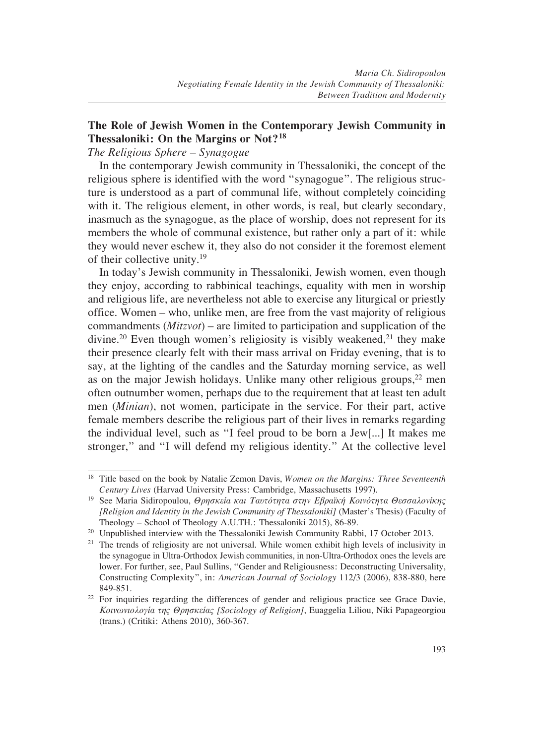## The Role of Jewish Women in the Contemporary Jewish Community in Thessaloniki: On the Margins or Not?[18]

*The Religious Sphere – Synagogue*

In the contemporary Jewish community in Thessaloniki, the concept of the religious sphere is identified with the word "synagogue". The religious structure is understood as a part of communal life, without completely coinciding with it. The religious element, in other words, is real, but clearly secondary, inasmuch as the synagogue, as the place of worship, does not represent for its members the whole of communal existence, but rather only a part of it: while they would never eschew it, they also do not consider it the foremost element of their collective unity.[19]

In today's Jewish community in Thessaloniki, Jewish women, even though they enjoy, according to rabbinical teachings, equality with men in worship and religious life, are nevertheless not able to exercise any liturgical or priestly office. Women – who, unlike men, are free from the vast majority of religious commandments (*Mitzvot*) – are limited to participation and supplication of the divine.[20] Even though women's religiosity is visibly weakened,[21] they make their presence clearly felt with their mass arrival on Friday evening, that is to say, at the lighting of the candles and the Saturday morning service, as well as on the major Jewish holidays. Unlike many other religious groups,[22] men often outnumber women, perhaps due to the requirement that at least ten adult men (*Minian*), not women, participate in the service. For their part, active female members describe the religious part of their lives in remarks regarding the individual level, such as "I feel proud to be born a Jew[...] It makes me stronger," and "I will defend my religious identity." At the collective level

---

[18] Title based on the book by Natalie Zemon Davis, *Women on the Margins: Three Seventeenth Century Lives* (Harvad University Press: Cambridge, Massachusetts 1997).

[19] See Maria Sidiropoulou, *Θρησκεία και Ταυτότητα στην Εβραϊκή Κοινότητα Θεσσαλονίκης [Religion and Identity in the Jewish Community of Thessaloniki]* (Master's Thesis) (Faculty of Theology – School of Theology A.U.TH.: Thessaloniki 2015), 86-89.

[20] Unpublished interview with the Thessaloniki Jewish Community Rabbi, 17 October 2013.

[21] The trends of religiosity are not universal. While women exhibit high levels of inclusivity in the synagogue in Ultra-Orthodox Jewish communities, in non-Ultra-Orthodox ones the levels are lower. For further, see, Paul Sullins, "Gender and Religiousness: Deconstructing Universality, Constructing Complexity", in: *American Journal of Sociology* 112/3 (2006), 838-880, here 849-851.

[22] For inquiries regarding the differences of gender and religious practice see Grace Davie, *Κοινωνιολογία της Θρησκείας [Sociology of Religion]*, Euaggelia Liliou, Niki Papageorgiou (trans.) (Critiki: Athens 2010), 360-367.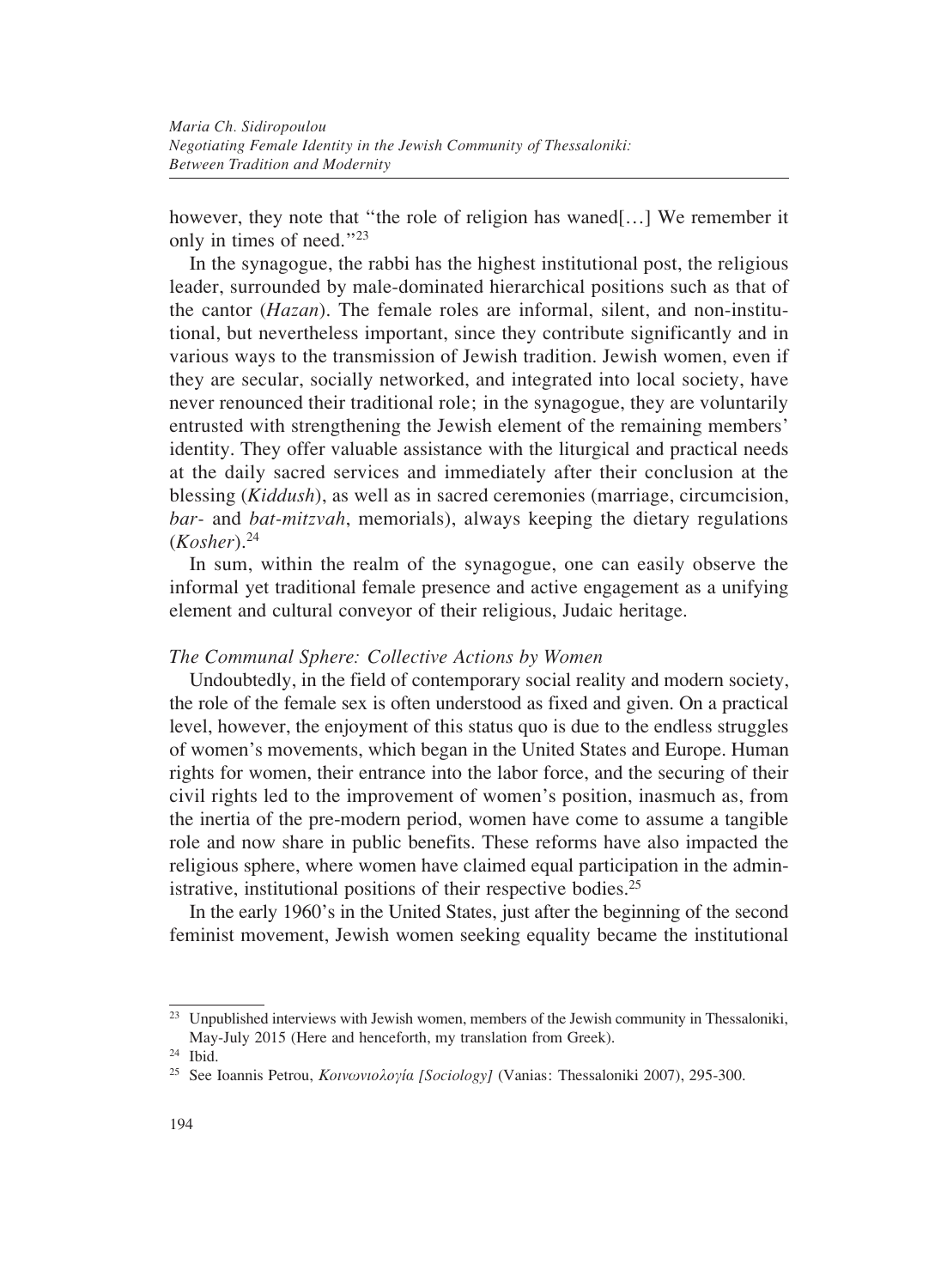however, they note that "the role of religion has waned[…] We remember it only in times of need."[23]

In the synagogue, the rabbi has the highest institutional post, the religious leader, surrounded by male-dominated hierarchical positions such as that of the cantor (*Hazan*). The female roles are informal, silent, and non-institutional, but nevertheless important, since they contribute significantly and in various ways to the transmission of Jewish tradition. Jewish women, even if they are secular, socially networked, and integrated into local society, have never renounced their traditional role; in the synagogue, they are voluntarily entrusted with strengthening the Jewish element of the remaining members' identity. They offer valuable assistance with the liturgical and practical needs at the daily sacred services and immediately after their conclusion at the blessing (*Kiddush*), as well as in sacred ceremonies (marriage, circumcision, *bar-* and *bat-mitzvah*, memorials), always keeping the dietary regulations (*Kosher*).[24]

In sum, within the realm of the synagogue, one can easily observe the informal yet traditional female presence and active engagement as a unifying element and cultural conveyor of their religious, Judaic heritage.

### *The Communal Sphere: Collective Actions by Women*

Undoubtedly, in the field of contemporary social reality and modern society, the role of the female sex is often understood as fixed and given. On a practical level, however, the enjoyment of this status quo is due to the endless struggles of women's movements, which began in the United States and Europe. Human rights for women, their entrance into the labor force, and the securing of their civil rights led to the improvement of women's position, inasmuch as, from the inertia of the pre-modern period, women have come to assume a tangible role and now share in public benefits. These reforms have also impacted the religious sphere, where women have claimed equal participation in the administrative, institutional positions of their respective bodies.[25]

In the early 1960's in the United States, just after the beginning of the second feminist movement, Jewish women seeking equality became the institutional

---

[23] Unpublished interviews with Jewish women, members of the Jewish community in Thessaloniki, May-July 2015 (Here and henceforth, my translation from Greek).

[24] Ibid.

[25] See Ioannis Petrou, *Κοινωνιολογία [Sociology]* (Vanias: Thessaloniki 2007), 295-300.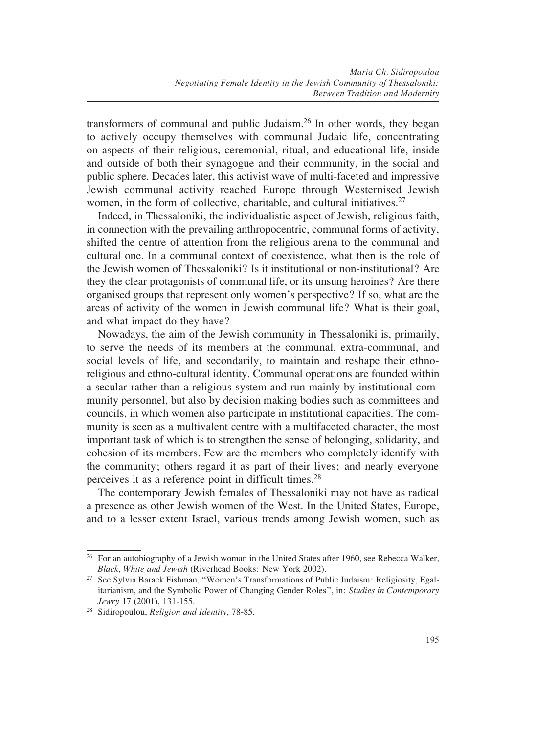transformers of communal and public Judaism.[26] In other words, they began to actively occupy themselves with communal Judaic life, concentrating on aspects of their religious, ceremonial, ritual, and educational life, inside and outside of both their synagogue and their community, in the social and public sphere. Decades later, this activist wave of multi-faceted and impressive Jewish communal activity reached Europe through Westernised Jewish women, in the form of collective, charitable, and cultural initiatives.[27]

Indeed, in Thessaloniki, the individualistic aspect of Jewish, religious faith, in connection with the prevailing anthropocentric, communal forms of activity, shifted the centre of attention from the religious arena to the communal and cultural one. In a communal context of coexistence, what then is the role of the Jewish women of Thessaloniki? Is it institutional or non-institutional? Are they the clear protagonists of communal life, or its unsung heroines? Are there organised groups that represent only women's perspective? If so, what are the areas of activity of the women in Jewish communal life? What is their goal, and what impact do they have?

Nowadays, the aim of the Jewish community in Thessaloniki is, primarily, to serve the needs of its members at the communal, extra-communal, and social levels of life, and secondarily, to maintain and reshape their ethno-religious and ethno-cultural identity. Communal operations are founded within a secular rather than a religious system and run mainly by institutional community personnel, but also by decision making bodies such as committees and councils, in which women also participate in institutional capacities. The community is seen as a multivalent centre with a multifaceted character, the most important task of which is to strengthen the sense of belonging, solidarity, and cohesion of its members. Few are the members who completely identify with the community; others regard it as part of their lives; and nearly everyone perceives it as a reference point in difficult times.[28]

The contemporary Jewish females of Thessaloniki may not have as radical a presence as other Jewish women of the West. In the United States, Europe, and to a lesser extent Israel, various trends among Jewish women, such as

---

[26] For an autobiography of a Jewish woman in the United States after 1960, see Rebecca Walker, *Black, White and Jewish* (Riverhead Books: New York 2002).

[27] See Sylvia Barack Fishman, "Women's Transformations of Public Judaism: Religiosity, Egalitarianism, and the Symbolic Power of Changing Gender Roles", in: *Studies in Contemporary Jewry* 17 (2001), 131-155.

[28] Sidiropoulou, *Religion and Identity*, 78-85.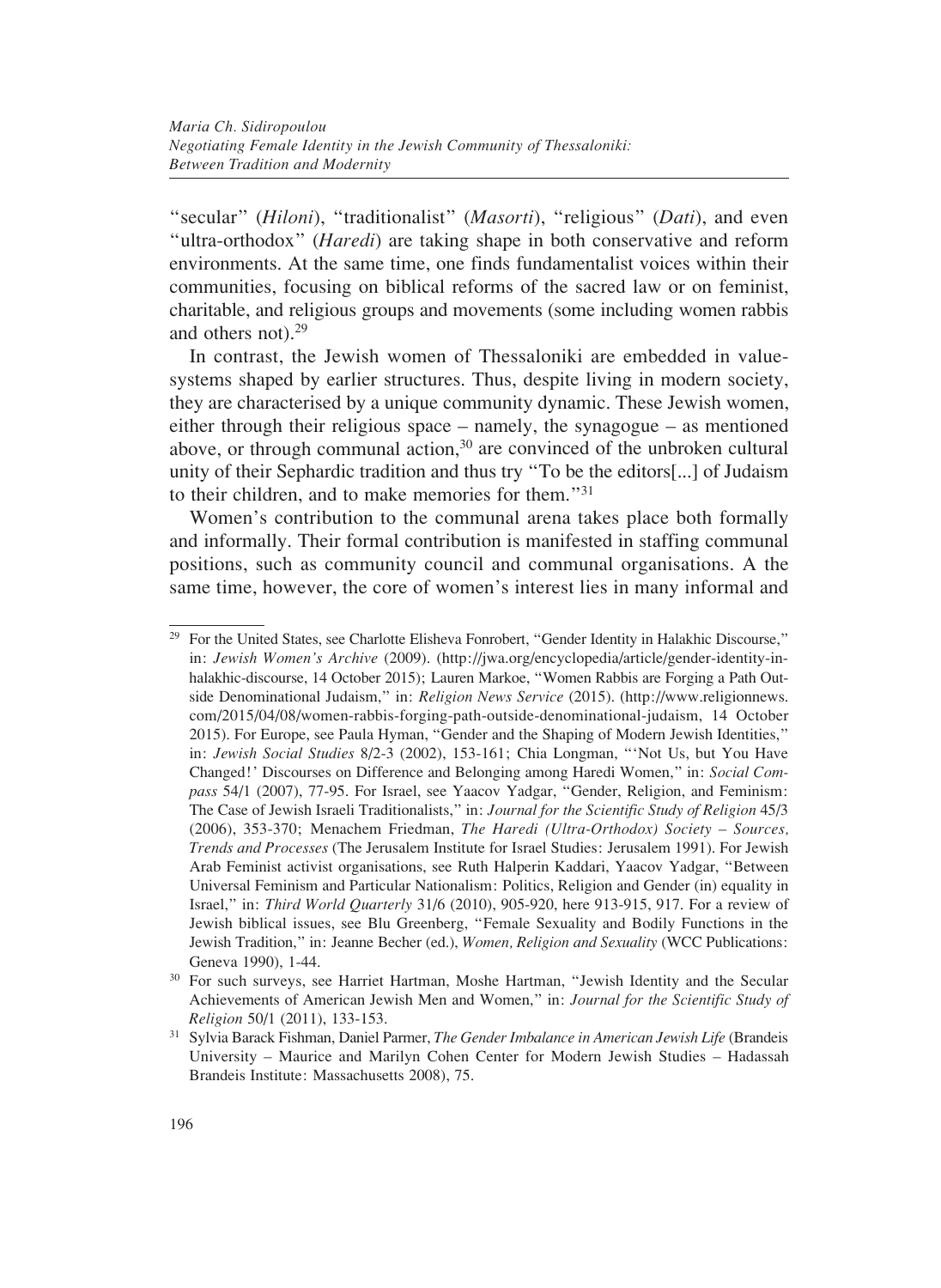"secular" (*Hiloni*), "traditionalist" (*Masorti*), "religious" (*Dati*), and even "ultra-orthodox" (*Haredi*) are taking shape in both conservative and reform environments. At the same time, one finds fundamentalist voices within their communities, focusing on biblical reforms of the sacred law or on feminist, charitable, and religious groups and movements (some including women rabbis and others not).[29]

In contrast, the Jewish women of Thessaloniki are embedded in value-systems shaped by earlier structures. Thus, despite living in modern society, they are characterised by a unique community dynamic. These Jewish women, either through their religious space – namely, the synagogue – as mentioned above, or through communal action,[30] are convinced of the unbroken cultural unity of their Sephardic tradition and thus try "To be the editors[...] of Judaism to their children, and to make memories for them."[31]

Women's contribution to the communal arena takes place both formally and informally. Their formal contribution is manifested in staffing communal positions, such as community council and communal organisations. A the same time, however, the core of women's interest lies in many informal and

---

[29] For the United States, see Charlotte Elisheva Fonrobert, "Gender Identity in Halakhic Discourse," in: *Jewish Women's Archive* (2009). (http://jwa.org/encyclopedia/article/gender-identity-in-halakhic-discourse, 14 October 2015); Lauren Markoe, "Women Rabbis are Forging a Path Outside Denominational Judaism," in: *Religion News Service* (2015). (http://www.religionnews.com/2015/04/08/women-rabbis-forging-path-outside-denominational-judaism, 14 October 2015). For Europe, see Paula Hyman, "Gender and the Shaping of Modern Jewish Identities," in: *Jewish Social Studies* 8/2-3 (2002), 153-161; Chia Longman, "'Not Us, but You Have Changed!' Discourses on Difference and Belonging among Haredi Women," in: *Social Compass* 54/1 (2007), 77-95. For Israel, see Yaacov Yadgar, "Gender, Religion, and Feminism: The Case of Jewish Israeli Traditionalists," in: *Journal for the Scientific Study of Religion* 45/3 (2006), 353-370; Menachem Friedman, *The Haredi (Ultra-Orthodox) Society – Sources, Trends and Processes* (The Jerusalem Institute for Israel Studies: Jerusalem 1991). For Jewish Arab Feminist activist organisations, see Ruth Halperin Kaddari, Yaacov Yadgar, "Between Universal Feminism and Particular Nationalism: Politics, Religion and Gender (in) equality in Israel," in: *Third World Quarterly* 31/6 (2010), 905-920, here 913-915, 917. For a review of Jewish biblical issues, see Blu Greenberg, "Female Sexuality and Bodily Functions in the Jewish Tradition," in: Jeanne Becher (ed.), *Women, Religion and Sexuality* (WCC Publications: Geneva 1990), 1-44.

[30] For such surveys, see Harriet Hartman, Moshe Hartman, "Jewish Identity and the Secular Achievements of American Jewish Men and Women," in: *Journal for the Scientific Study of Religion* 50/1 (2011), 133-153.

[31] Sylvia Barack Fishman, Daniel Parmer, *The Gender Imbalance in American Jewish Life* (Brandeis University – Maurice and Marilyn Cohen Center for Modern Jewish Studies – Hadassah Brandeis Institute: Massachusetts 2008), 75.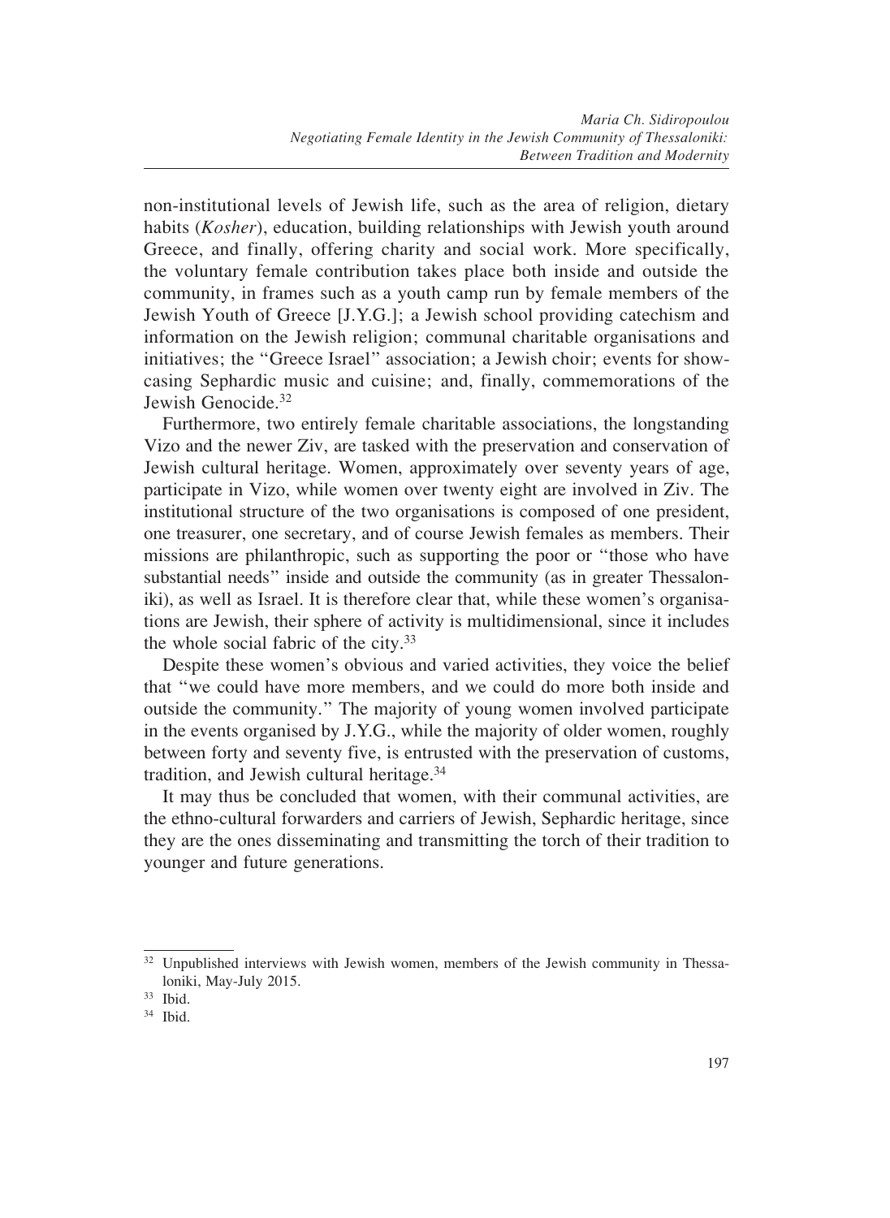non-institutional levels of Jewish life, such as the area of religion, dietary habits (*Kosher*), education, building relationships with Jewish youth around Greece, and finally, offering charity and social work. More specifically, the voluntary female contribution takes place both inside and outside the community, in frames such as a youth camp run by female members of the Jewish Youth of Greece [J.Y.G.]; a Jewish school providing catechism and information on the Jewish religion; communal charitable organisations and initiatives; the "Greece Israel" association; a Jewish choir; events for showcasing Sephardic music and cuisine; and, finally, commemorations of the Jewish Genocide.[32]

Furthermore, two entirely female charitable associations, the longstanding Vizo and the newer Ziv, are tasked with the preservation and conservation of Jewish cultural heritage. Women, approximately over seventy years of age, participate in Vizo, while women over twenty eight are involved in Ziv. The institutional structure of the two organisations is composed of one president, one treasurer, one secretary, and of course Jewish females as members. Their missions are philanthropic, such as supporting the poor or "those who have substantial needs" inside and outside the community (as in greater Thessaloniki), as well as Israel. It is therefore clear that, while these women's organisations are Jewish, their sphere of activity is multidimensional, since it includes the whole social fabric of the city.[33]

Despite these women's obvious and varied activities, they voice the belief that "we could have more members, and we could do more both inside and outside the community." The majority of young women involved participate in the events organised by J.Y.G., while the majority of older women, roughly between forty and seventy five, is entrusted with the preservation of customs, tradition, and Jewish cultural heritage.[34]

It may thus be concluded that women, with their communal activities, are the ethno-cultural forwarders and carriers of Jewish, Sephardic heritage, since they are the ones disseminating and transmitting the torch of their tradition to younger and future generations.

---

[32] Unpublished interviews with Jewish women, members of the Jewish community in Thessaloniki, May-July 2015.

[33] Ibid.

[34] Ibid.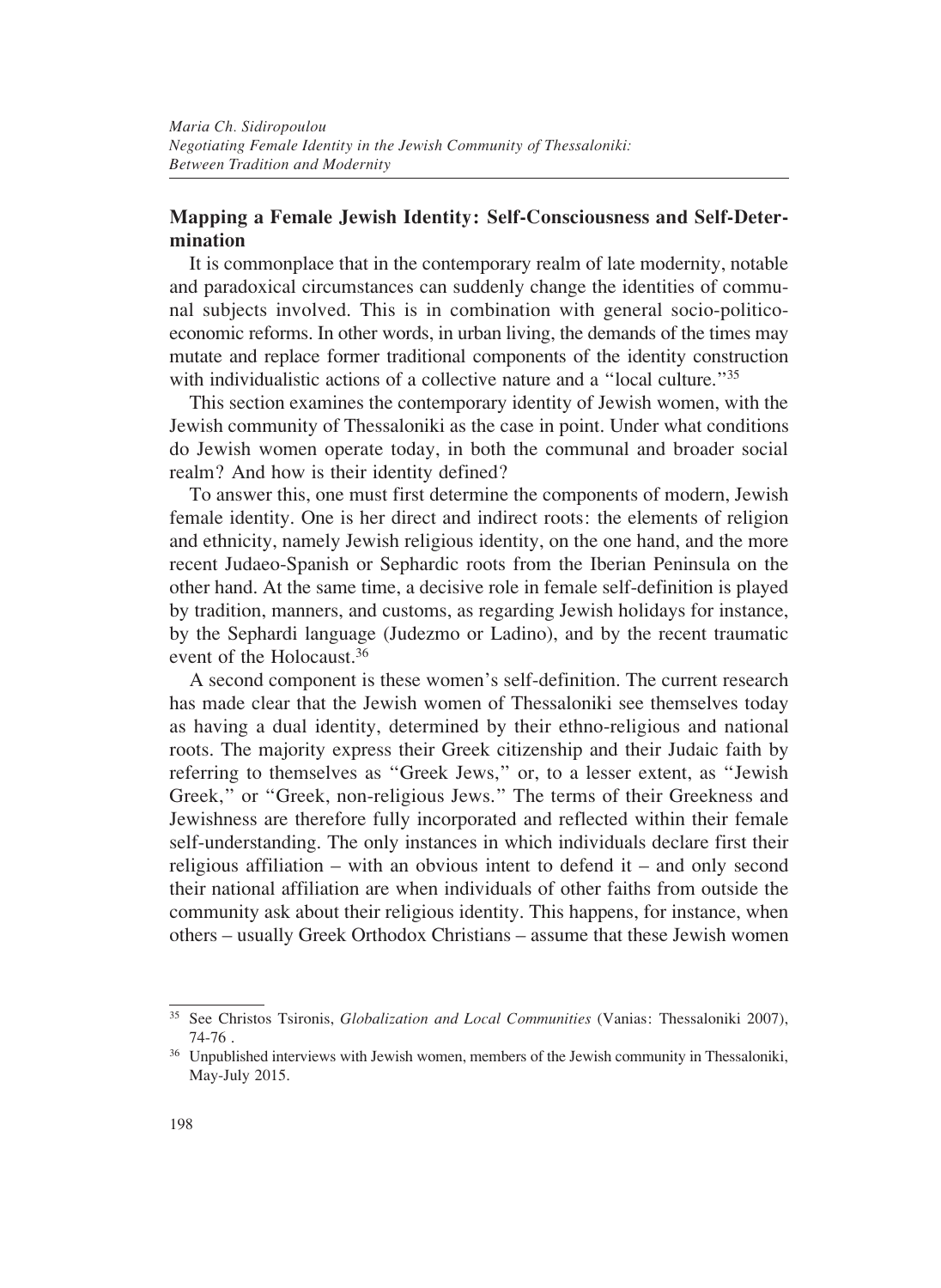## Mapping a Female Jewish Identity: Self-Consciousness and Self-Determination

It is commonplace that in the contemporary realm of late modernity, notable and paradoxical circumstances can suddenly change the identities of communal subjects involved. This is in combination with general socio-politico-economic reforms. In other words, in urban living, the demands of the times may mutate and replace former traditional components of the identity construction with individualistic actions of a collective nature and a "local culture."[35]

This section examines the contemporary identity of Jewish women, with the Jewish community of Thessaloniki as the case in point. Under what conditions do Jewish women operate today, in both the communal and broader social realm? And how is their identity defined?

To answer this, one must first determine the components of modern, Jewish female identity. One is her direct and indirect roots: the elements of religion and ethnicity, namely Jewish religious identity, on the one hand, and the more recent Judaeo-Spanish or Sephardic roots from the Iberian Peninsula on the other hand. At the same time, a decisive role in female self-definition is played by tradition, manners, and customs, as regarding Jewish holidays for instance, by the Sephardi language (Judezmo or Ladino), and by the recent traumatic event of the Holocaust.[36]

A second component is these women's self-definition. The current research has made clear that the Jewish women of Thessaloniki see themselves today as having a dual identity, determined by their ethno-religious and national roots. The majority express their Greek citizenship and their Judaic faith by referring to themselves as "Greek Jews," or, to a lesser extent, as "Jewish Greek," or "Greek, non-religious Jews." The terms of their Greekness and Jewishness are therefore fully incorporated and reflected within their female self-understanding. The only instances in which individuals declare first their religious affiliation – with an obvious intent to defend it – and only second their national affiliation are when individuals of other faiths from outside the community ask about their religious identity. This happens, for instance, when others – usually Greek Orthodox Christians – assume that these Jewish women

---

[35] See Christos Tsironis, *Globalization and Local Communities* (Vanias: Thessaloniki 2007), 74-76 .

[36] Unpublished interviews with Jewish women, members of the Jewish community in Thessaloniki, May-July 2015.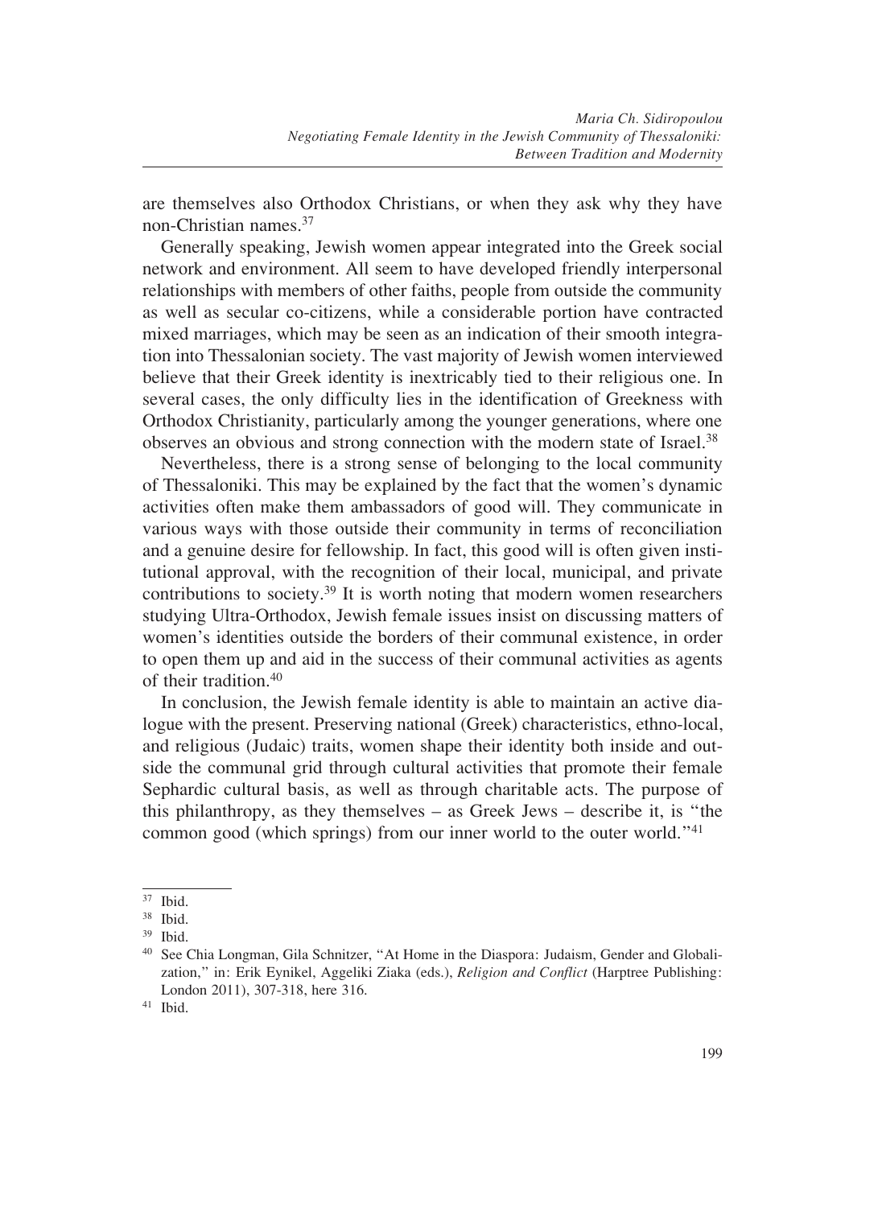are themselves also Orthodox Christians, or when they ask why they have non-Christian names.[37]

Generally speaking, Jewish women appear integrated into the Greek social network and environment. All seem to have developed friendly interpersonal relationships with members of other faiths, people from outside the community as well as secular co-citizens, while a considerable portion have contracted mixed marriages, which may be seen as an indication of their smooth integration into Thessalonian society. The vast majority of Jewish women interviewed believe that their Greek identity is inextricably tied to their religious one. In several cases, the only difficulty lies in the identification of Greekness with Orthodox Christianity, particularly among the younger generations, where one observes an obvious and strong connection with the modern state of Israel.[38]

Nevertheless, there is a strong sense of belonging to the local community of Thessaloniki. This may be explained by the fact that the women's dynamic activities often make them ambassadors of good will. They communicate in various ways with those outside their community in terms of reconciliation and a genuine desire for fellowship. In fact, this good will is often given institutional approval, with the recognition of their local, municipal, and private contributions to society.[39] It is worth noting that modern women researchers studying Ultra-Orthodox, Jewish female issues insist on discussing matters of women's identities outside the borders of their communal existence, in order to open them up and aid in the success of their communal activities as agents of their tradition.[40]

In conclusion, the Jewish female identity is able to maintain an active dialogue with the present. Preserving national (Greek) characteristics, ethno-local, and religious (Judaic) traits, women shape their identity both inside and outside the communal grid through cultural activities that promote their female Sephardic cultural basis, as well as through charitable acts. The purpose of this philanthropy, as they themselves – as Greek Jews – describe it, is "the common good (which springs) from our inner world to the outer world."[41]

---

[37] Ibid.

[38] Ibid.

[39] Ibid.

[40] See Chia Longman, Gila Schnitzer, "At Home in the Diaspora: Judaism, Gender and Globalization," in: Erik Eynikel, Aggeliki Ziaka (eds.), *Religion and Conflict* (Harptree Publishing: London 2011), 307-318, here 316.

[41] Ibid.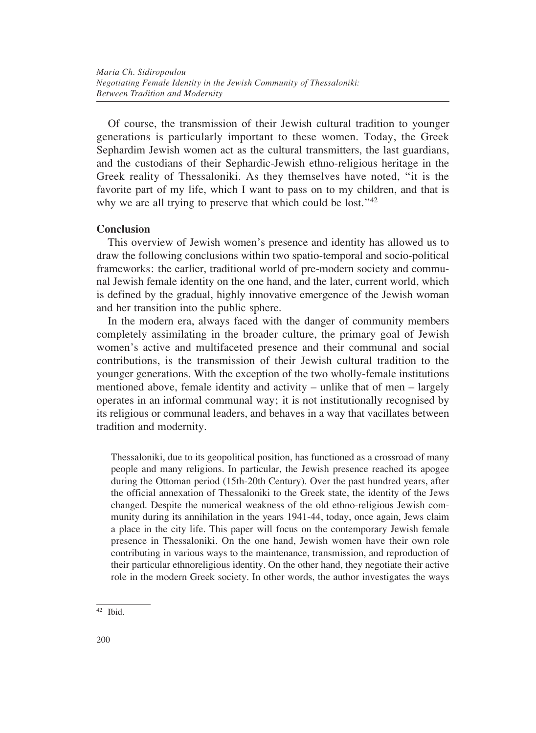Of course, the transmission of their Jewish cultural tradition to younger generations is particularly important to these women. Today, the Greek Sephardim Jewish women act as the cultural transmitters, the last guardians, and the custodians of their Sephardic-Jewish ethno-religious heritage in the Greek reality of Thessaloniki. As they themselves have noted, "it is the favorite part of my life, which I want to pass on to my children, and that is why we are all trying to preserve that which could be lost."[42]

## Conclusion

This overview of Jewish women's presence and identity has allowed us to draw the following conclusions within two spatio-temporal and socio-political frameworks: the earlier, traditional world of pre-modern society and communal Jewish female identity on the one hand, and the later, current world, which is defined by the gradual, highly innovative emergence of the Jewish woman and her transition into the public sphere.

In the modern era, always faced with the danger of community members completely assimilating in the broader culture, the primary goal of Jewish women's active and multifaceted presence and their communal and social contributions, is the transmission of their Jewish cultural tradition to the younger generations. With the exception of the two wholly-female institutions mentioned above, female identity and activity – unlike that of men – largely operates in an informal communal way; it is not institutionally recognised by its religious or communal leaders, and behaves in a way that vacillates between tradition and modernity.

Thessaloniki, due to its geopolitical position, has functioned as a crossroad of many people and many religions. In particular, the Jewish presence reached its apogee during the Ottoman period (15th-20th Century). Over the past hundred years, after the official annexation of Thessaloniki to the Greek state, the identity of the Jews changed. Despite the numerical weakness of the old ethno-religious Jewish community during its annihilation in the years 1941-44, today, once again, Jews claim a place in the city life. This paper will focus on the contemporary Jewish female presence in Thessaloniki. On the one hand, Jewish women have their own role contributing in various ways to the maintenance, transmission, and reproduction of their particular ethnoreligious identity. On the other hand, they negotiate their active role in the modern Greek society. In other words, the author investigates the ways

---

[42] Ibid.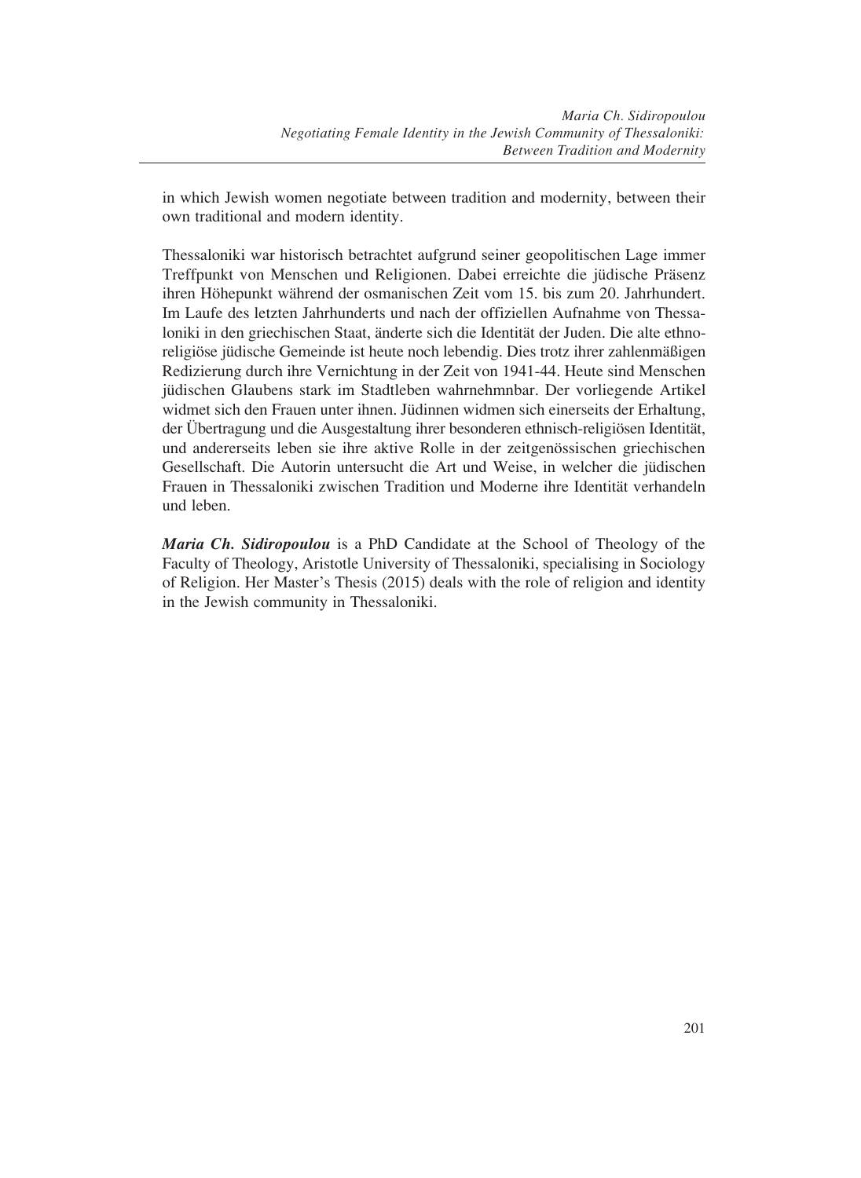in which Jewish women negotiate between tradition and modernity, between their own traditional and modern identity.

Thessaloniki war historisch betrachtet aufgrund seiner geopolitischen Lage immer Treffpunkt von Menschen und Religionen. Dabei erreichte die jüdische Präsenz ihren Höhepunkt während der osmanischen Zeit vom 15. bis zum 20. Jahrhundert. Im Laufe des letzten Jahrhunderts und nach der offiziellen Aufnahme von Thessaloniki in den griechischen Staat, änderte sich die Identität der Juden. Die alte ethnoreligiöse jüdische Gemeinde ist heute noch lebendig. Dies trotz ihrer zahlenmäßigen Redizierung durch ihre Vernichtung in der Zeit von 1941-44. Heute sind Menschen jüdischen Glaubens stark im Stadtleben wahrnehmnbar. Der vorliegende Artikel widmet sich den Frauen unter ihnen. Jüdinnen widmen sich einerseits der Erhaltung, der Übertragung und die Ausgestaltung ihrer besonderen ethnisch-religiösen Identität, und andererseits leben sie ihre aktive Rolle in der zeitgenössischen griechischen Gesellschaft. Die Autorin untersucht die Art und Weise, in welcher die jüdischen Frauen in Thessaloniki zwischen Tradition und Moderne ihre Identität verhandeln und leben.

***Maria Ch. Sidiropoulou*** is a PhD Candidate at the School of Theology of the Faculty of Theology, Aristotle University of Thessaloniki, specialising in Sociology of Religion. Her Master's Thesis (2015) deals with the role of religion and identity in the Jewish community in Thessaloniki.